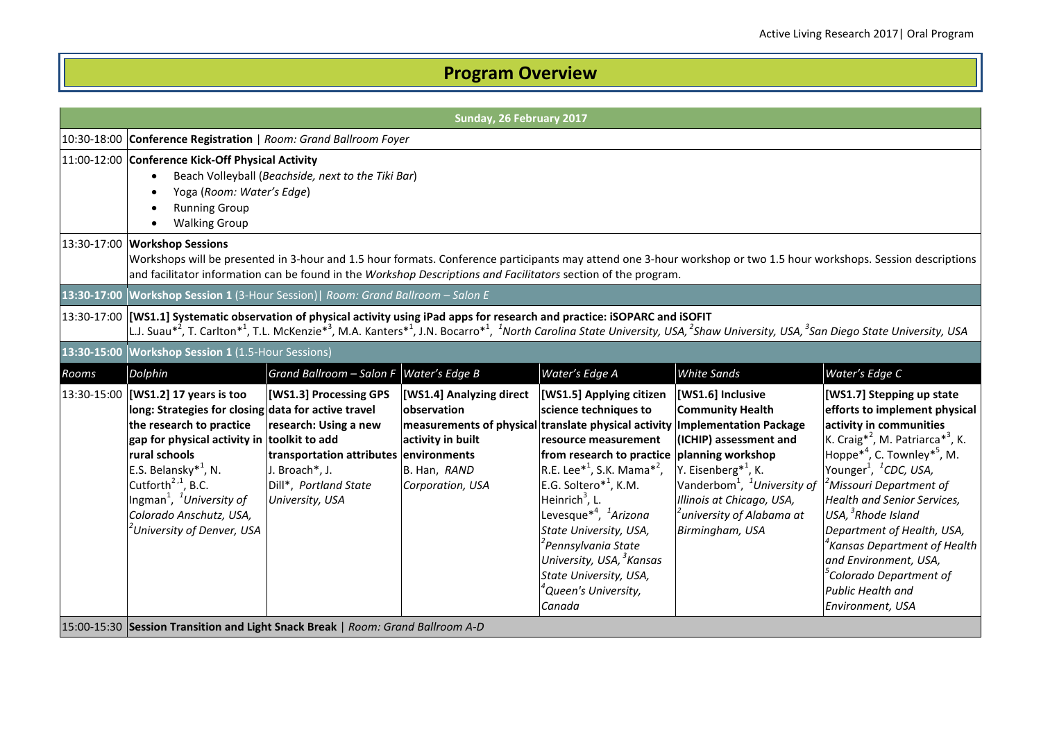# Program Overview

| Sunday, 26 February 2017 | | | | | | |
|---|---|---|---|---|---|---|
| 10:30-18:00 | **Conference Registration** \| *Room: Grand Ballroom Foyer* | | | | | |
| 11:00-12:00 | **Conference Kick-Off Physical Activity**<br>• Beach Volleyball (*Beachside, next to the Tiki Bar*)<br>• Yoga (*Room: Water's Edge*)<br>• Running Group<br>• Walking Group | | | | | |
| 13:30-17:00 | **Workshop Sessions**<br>Workshops will be presented in 3-hour and 1.5 hour formats. Conference participants may attend one 3-hour workshop or two 1.5 hour workshops. Session descriptions and facilitator information can be found in the *Workshop Descriptions and Facilitators* section of the program. | | | | | |
| **13:30-17:00** | **Workshop Session 1** (3-Hour Session)\| *Room: Grand Ballroom – Salon E* | | | | | |
| 13:30-17:00 | **[WS1.1] Systematic observation of physical activity using iPad apps for research and practice: iSOPARC and iSOFIT**<br>L.J. Suau*[2], T. Carlton*[1], T.L. McKenzie*[3], M.A. Kanters*[1], J.N. Bocarro*[1], [1]*North Carolina State University, USA,* [2]*Shaw University, USA,* [3]*San Diego State University, USA* | | | | | |
| **13:30-15:00** | **Workshop Session 1** (1.5-Hour Sessions) | | | | | |
| *Rooms* | *Dolphin* | *Grand Ballroom – Salon F* | *Water's Edge B* | *Water's Edge A* | *White Sands* | *Water's Edge C* |
| 13:30-15:00 | **[WS1.2] 17 years is too long: Strategies for closing the research to practice gap for physical activity in rural schools**<br>E.S. Belansky*[1], N. Cutforth[2,1], B.C. Ingman[1], [1]*University of Colorado Anschutz, USA,* [2]*University of Denver, USA* | **[WS1.3] Processing GPS data for active travel research: Using a new toolkit to add transportation attributes**<br>J. Broach*, J. Dill*, *Portland State University, USA* | **[WS1.4] Analyzing direct observation measurements of physical activity in built environments**<br>B. Han, *RAND Corporation, USA* | **[WS1.5] Applying citizen science techniques to translate physical activity resource measurement from research to practice**<br>R.E. Lee*[1], S.K. Mama*[2], E.G. Soltero*[1], K.M. Heinrich[3], L. Levesque*[4], [1]*Arizona State University, USA,* [2]*Pennsylvania State University, USA,* [3]*Kansas State University, USA,* [4]*Queen's University, Canada* | **[WS1.6] Inclusive Community Health Implementation Package (ICHIP) assessment and planning workshop**<br>Y. Eisenberg*[1], K. Vanderbom[1], [1]*University of Illinois at Chicago, USA,* [2]*university of Alabama at Birmingham, USA* | **[WS1.7] Stepping up state efforts to implement physical activity in communities**<br>K. Craig*[2], M. Patriarca*[3], K. Hoppe*[4], C. Townley*[5], M. Younger[1], [1]*CDC, USA,* [2]*Missouri Department of Health and Senior Services, USA,* [3]*Rhode Island Department of Health, USA,* [4]*Kansas Department of Health and Environment, USA,* [5]*Colorado Department of Public Health and Environment, USA* |
| 15:00-15:30 | **Session Transition and Light Snack Break** \| *Room: Grand Ballroom A-D* | | | | | |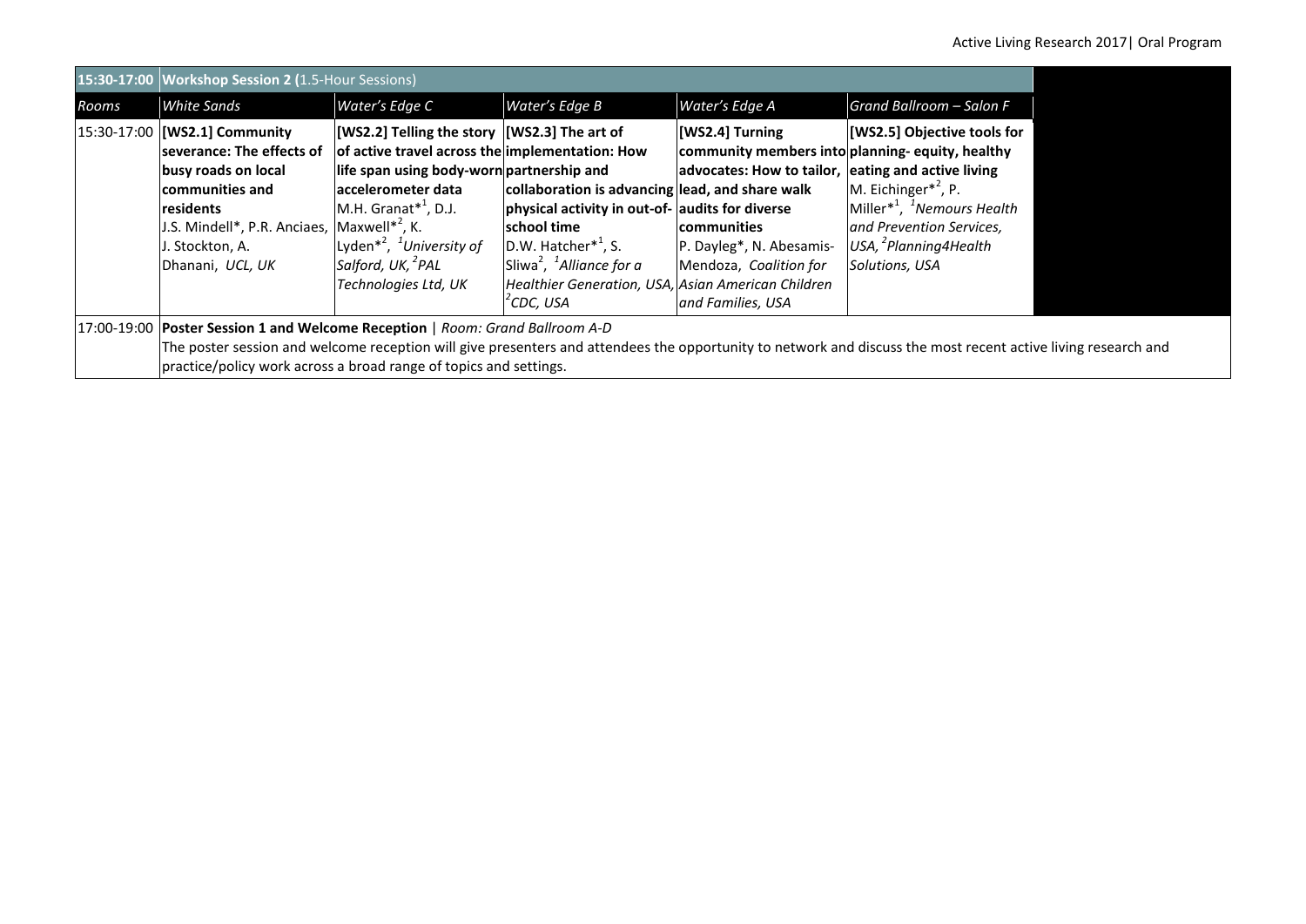| 15:30-17:00 | Workshop Session 2 (1.5-Hour Sessions) | | | | |
|---|---|---|---|---|---|
| *Rooms* | *White Sands* | *Water's Edge C* | *Water's Edge B* | *Water's Edge A* | *Grand Ballroom – Salon F* |
| 15:30-17:00 | **[WS2.1] Community severance: The effects of busy roads on local communities and residents** J.S. Mindell*, P.R. Anciaes, J. Stockton, A. Dhanani, *UCL, UK* | **[WS2.2] Telling the story of active travel across the life span using body-worn accelerometer data** M.H. Granat*[1], D.J. Maxwell*[2], K. Lyden*[2], *[1]University of Salford, UK, [2]PAL Technologies Ltd, UK* | **[WS2.3] The art of implementation: How partnership and collaboration is advancing physical activity in out-of-school time** D.W. Hatcher*[1], S. Sliwa[2], *[1]Alliance for a Healthier Generation, USA, [2]CDC, USA* | **[WS2.4] Turning community members into advocates: How to tailor, lead, and share walk audits for diverse communities** P. Dayleg*, N. Abesamis-Mendoza, *Coalition for Asian American Children and Families, USA* | **[WS2.5] Objective tools for planning- equity, healthy eating and active living** M. Eichinger*[2], P. Miller*[1], *[1]Nemours Health and Prevention Services, USA, [2]Planning4Health Solutions, USA* |
| 17:00-19:00 | **Poster Session 1 and Welcome Reception** \| *Room: Grand Ballroom A-D* The poster session and welcome reception will give presenters and attendees the opportunity to network and discuss the most recent active living research and practice/policy work across a broad range of topics and settings. | | | | |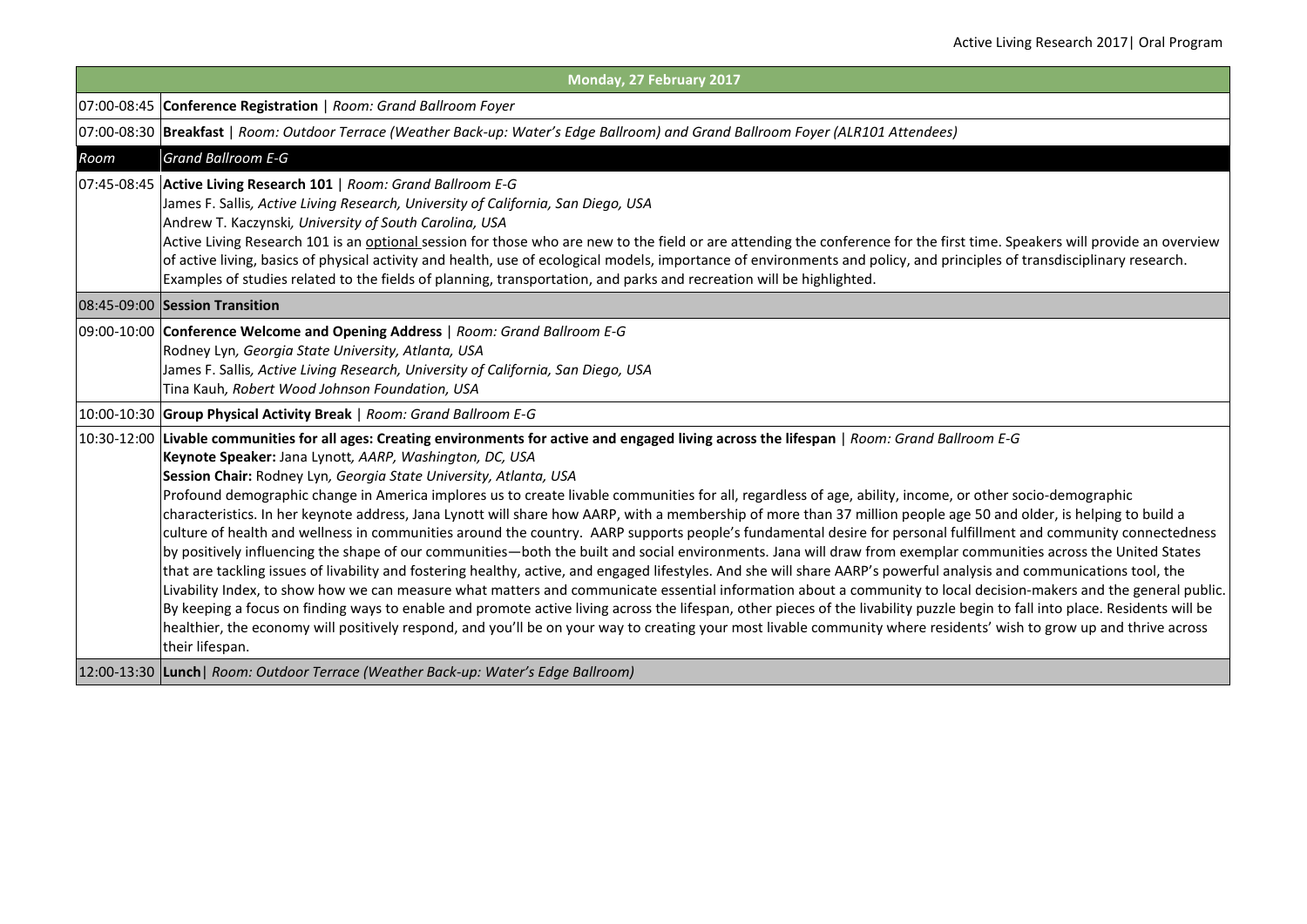| Monday, 27 February 2017 | |
|---|---|
| 07:00-08:45 | **Conference Registration** \| *Room: Grand Ballroom Foyer* |
| 07:00-08:30 | **Breakfast** \| *Room: Outdoor Terrace (Weather Back-up: Water's Edge Ballroom) and Grand Ballroom Foyer (ALR101 Attendees)* |
| *Room* | *Grand Ballroom E-G* |
| 07:45-08:45 | **Active Living Research 101** \| *Room: Grand Ballroom E-G*<br>James F. Sallis*, Active Living Research, University of California, San Diego, USA*<br>Andrew T. Kaczynski*, University of South Carolina, USA*<br>Active Living Research 101 is an optional session for those who are new to the field or are attending the conference for the first time. Speakers will provide an overview of active living, basics of physical activity and health, use of ecological models, importance of environments and policy, and principles of transdisciplinary research. Examples of studies related to the fields of planning, transportation, and parks and recreation will be highlighted. |
| 08:45-09:00 | **Session Transition** |
| 09:00-10:00 | **Conference Welcome and Opening Address** \| *Room: Grand Ballroom E-G*<br>Rodney Lyn*, Georgia State University, Atlanta, USA*<br>James F. Sallis*, Active Living Research, University of California, San Diego, USA*<br>Tina Kauh*, Robert Wood Johnson Foundation, USA* |
| 10:00-10:30 | **Group Physical Activity Break** \| *Room: Grand Ballroom E-G* |
| 10:30-12:00 | **Livable communities for all ages: Creating environments for active and engaged living across the lifespan** \| *Room: Grand Ballroom E-G*<br>**Keynote Speaker:** Jana Lynott*, AARP, Washington, DC, USA*<br>**Session Chair:** Rodney Lyn*, Georgia State University, Atlanta, USA*<br>Profound demographic change in America implores us to create livable communities for all, regardless of age, ability, income, or other socio-demographic characteristics. In her keynote address, Jana Lynott will share how AARP, with a membership of more than 37 million people age 50 and older, is helping to build a culture of health and wellness in communities around the country. AARP supports people's fundamental desire for personal fulfillment and community connectedness by positively influencing the shape of our communities—both the built and social environments. Jana will draw from exemplar communities across the United States that are tackling issues of livability and fostering healthy, active, and engaged lifestyles. And she will share AARP's powerful analysis and communications tool, the Livability Index, to show how we can measure what matters and communicate essential information about a community to local decision-makers and the general public. By keeping a focus on finding ways to enable and promote active living across the lifespan, other pieces of the livability puzzle begin to fall into place. Residents will be healthier, the economy will positively respond, and you'll be on your way to creating your most livable community where residents' wish to grow up and thrive across their lifespan. |
| 12:00-13:30 | **Lunch**\| *Room: Outdoor Terrace (Weather Back-up: Water's Edge Ballroom)* |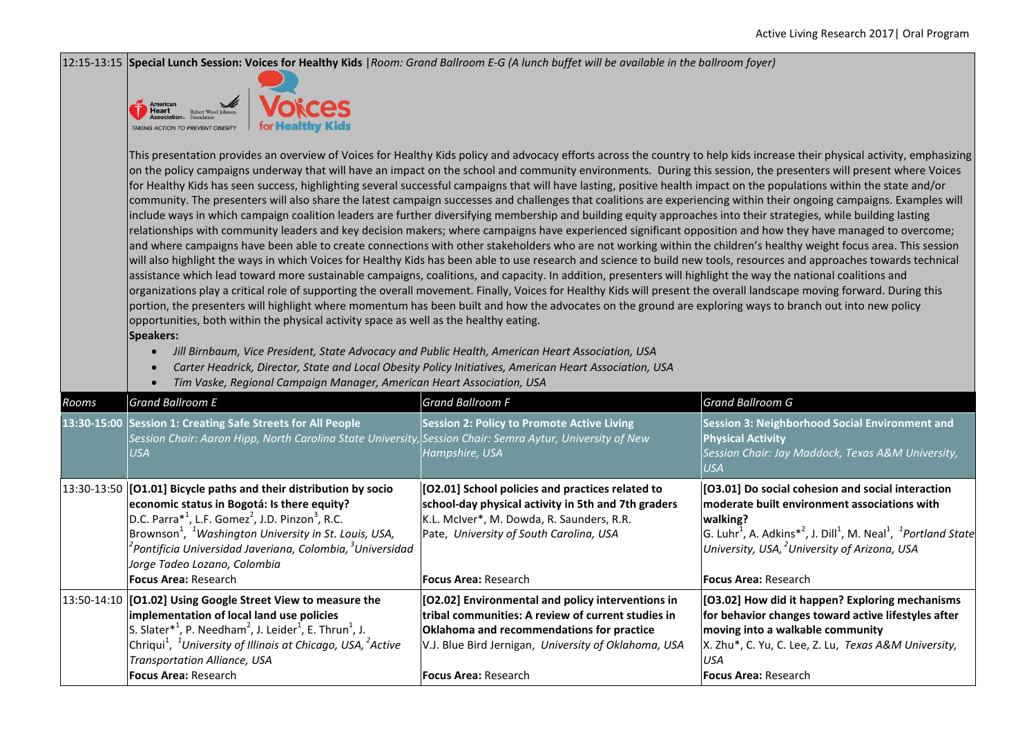12:15-13:15 **Special Lunch Session: Voices for Healthy Kids** | *Room: Grand Ballroom E-G (A lunch buffet will be available in the ballroom foyer)*

This presentation provides an overview of Voices for Healthy Kids policy and advocacy efforts across the country to help kids increase their physical activity, emphasizing on the policy campaigns underway that will have an impact on the school and community environments. During this session, the presenters will present where Voices for Healthy Kids has seen success, highlighting several successful campaigns that will have lasting, positive health impact on the populations within the state and/or community. The presenters will also share the latest campaign successes and challenges that coalitions are experiencing within their ongoing campaigns. Examples will include ways in which campaign coalition leaders are further diversifying membership and building equity approaches into their strategies, while building lasting relationships with community leaders and key decision makers; where campaigns have experienced significant opposition and how they have managed to overcome; and where campaigns have been able to create connections with other stakeholders who are not working within the children's healthy weight focus area. This session will also highlight the ways in which Voices for Healthy Kids has been able to use research and science to build new tools, resources and approaches towards technical assistance which lead toward more sustainable campaigns, coalitions, and capacity. In addition, presenters will highlight the way the national coalitions and organizations play a critical role of supporting the overall movement. Finally, Voices for Healthy Kids will present the overall landscape moving forward. During this portion, the presenters will highlight where momentum has been built and how the advocates on the ground are exploring ways to branch out into new policy opportunities, both within the physical activity space as well as the healthy eating.

**Speakers:**

- *Jill Birnbaum, Vice President, State Advocacy and Public Health, American Heart Association, USA*
- *Carter Headrick, Director, State and Local Obesity Policy Initiatives, American Heart Association, USA*
- *Tim Vaske, Regional Campaign Manager, American Heart Association, USA*

| *Rooms* | *Grand Ballroom E* | *Grand Ballroom F* | *Grand Ballroom G* |
|---|---|---|---|
| **13:30-15:00** | **Session 1: Creating Safe Streets for All People** *Session Chair: Aaron Hipp, North Carolina State University, USA* | **Session 2: Policy to Promote Active Living** *Session Chair: Semra Aytur, University of New Hampshire, USA* | **Session 3: Neighborhood Social Environment and Physical Activity** *Session Chair: Jay Maddock, Texas A&M University, USA* |
| 13:30-13:50 | **[O1.01] Bicycle paths and their distribution by socio economic status in Bogotá: Is there equity?** D.C. Parra*[1], L.F. Gomez[2], J.D. Pinzon[3], R.C. Brownson[1], *[1]Washington University in St. Louis, USA, [2]Pontificia Universidad Javeriana, Colombia, [3]Universidad Jorge Tadeo Lozano, Colombia* **Focus Area:** Research | **[O2.01] School policies and practices related to school-day physical activity in 5th and 7th graders** K.L. McIver*, M. Dowda, R. Saunders, R.R. Pate, *University of South Carolina, USA* **Focus Area:** Research | **[O3.01] Do social cohesion and social interaction moderate built environment associations with walking?** G. Luhr[1], A. Adkins*[2], J. Dill[1], M. Neal[1], *[1]Portland State University, USA, [2]University of Arizona, USA* **Focus Area:** Research |
| 13:50-14:10 | **[O1.02] Using Google Street View to measure the implementation of local land use policies** S. Slater*[1], P. Needham[2], J. Leider[1], E. Thrun[1], J. Chriqui[1], *[1]University of Illinois at Chicago, USA, [2]Active Transportation Alliance, USA* **Focus Area:** Research | **[O2.02] Environmental and policy interventions in tribal communities: A review of current studies in Oklahoma and recommendations for practice** V.J. Blue Bird Jernigan, *University of Oklahoma, USA* **Focus Area:** Research | **[O3.02] How did it happen? Exploring mechanisms for behavior changes toward active lifestyles after moving into a walkable community** X. Zhu*, C. Yu, C. Lee, Z. Lu, *Texas A&M University, USA* **Focus Area:** Research |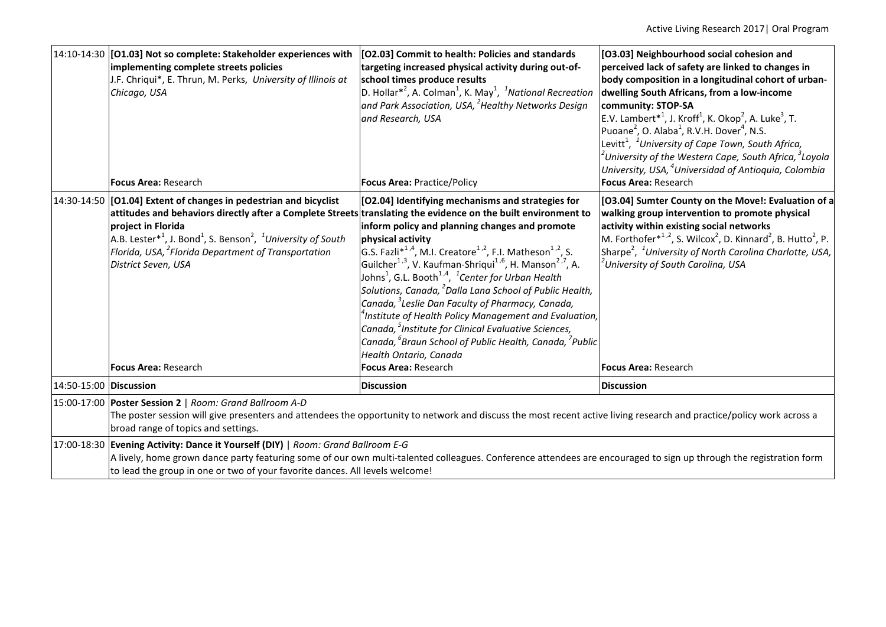| | | | |
|---|---|---|---|
| 14:10-14:30 | **[O1.03] Not so complete: Stakeholder experiences with implementing complete streets policies**<br>J.F. Chriqui*, E. Thrun, M. Perks, *University of Illinois at Chicago, USA*<br><br>**Focus Area:** Research | **[O2.03] Commit to health: Policies and standards targeting increased physical activity during out-of-school times produce results**<br>D. Hollar*[2], A. Colman[1], K. May[1], [1]*National Recreation and Park Association, USA,* [2]*Healthy Networks Design and Research, USA*<br><br>**Focus Area:** Practice/Policy | **[O3.03] Neighbourhood social cohesion and perceived lack of safety are linked to changes in body composition in a longitudinal cohort of urban-dwelling South Africans, from a low-income community: STOP-SA**<br>E.V. Lambert*[1], J. Kroff[1], K. Okop[2], A. Luke[3], T. Puoane[2], O. Alaba[1], R.V.H. Dover[4], N.S. Levitt[1], [1]*University of Cape Town, South Africa,* [2]*University of the Western Cape, South Africa,* [3]*Loyola University, USA,* [4]*Universidad of Antioquia, Colombia*<br>**Focus Area:** Research |
| 14:30-14:50 | **[O1.04] Extent of changes in pedestrian and bicyclist attitudes and behaviors directly after a Complete Streets project in Florida**<br>A.B. Lester*[1], J. Bond[1], S. Benson[2], [1]*University of South Florida, USA,* [2]*Florida Department of Transportation District Seven, USA*<br><br>**Focus Area:** Research | **[O2.04] Identifying mechanisms and strategies for translating the evidence on the built environment to inform policy and planning changes and promote physical activity**<br>G.S. Fazli*[1,4], M.I. Creatore[1,2], F.I. Matheson[1,2], S. Guilcher[1,3], V. Kaufman-Shriqui[1,6], H. Manson[2,7], A. Johns[1], G.L. Booth[1,4], [1]*Center for Urban Health Solutions, Canada,* [2]*Dalla Lana School of Public Health, Canada,* [3]*Leslie Dan Faculty of Pharmacy, Canada,* [4]*Institute of Health Policy Management and Evaluation, Canada,* [5]*Institute for Clinical Evaluative Sciences, Canada,* [6]*Braun School of Public Health, Canada,* [7]*Public Health Ontario, Canada*<br>**Focus Area:** Research | **[O3.04] Sumter County on the Move!: Evaluation of a walking group intervention to promote physical activity within existing social networks**<br>M. Forthofer*[1,2], S. Wilcox[2], D. Kinnard[2], B. Hutto[2], P. Sharpe[2], [1]*University of North Carolina Charlotte, USA,* [2]*University of South Carolina, USA*<br><br>**Focus Area:** Research |
| 14:50-15:00 | **Discussion** | **Discussion** | **Discussion** |
| 15:00-17:00 | **Poster Session 2** \| *Room: Grand Ballroom A-D*<br>The poster session will give presenters and attendees the opportunity to network and discuss the most recent active living research and practice/policy work across a broad range of topics and settings. | | |
| 17:00-18:30 | **Evening Activity: Dance it Yourself (DIY)** \| *Room: Grand Ballroom E-G*<br>A lively, home grown dance party featuring some of our own multi-talented colleagues. Conference attendees are encouraged to sign up through the registration form to lead the group in one or two of your favorite dances. All levels welcome! | | |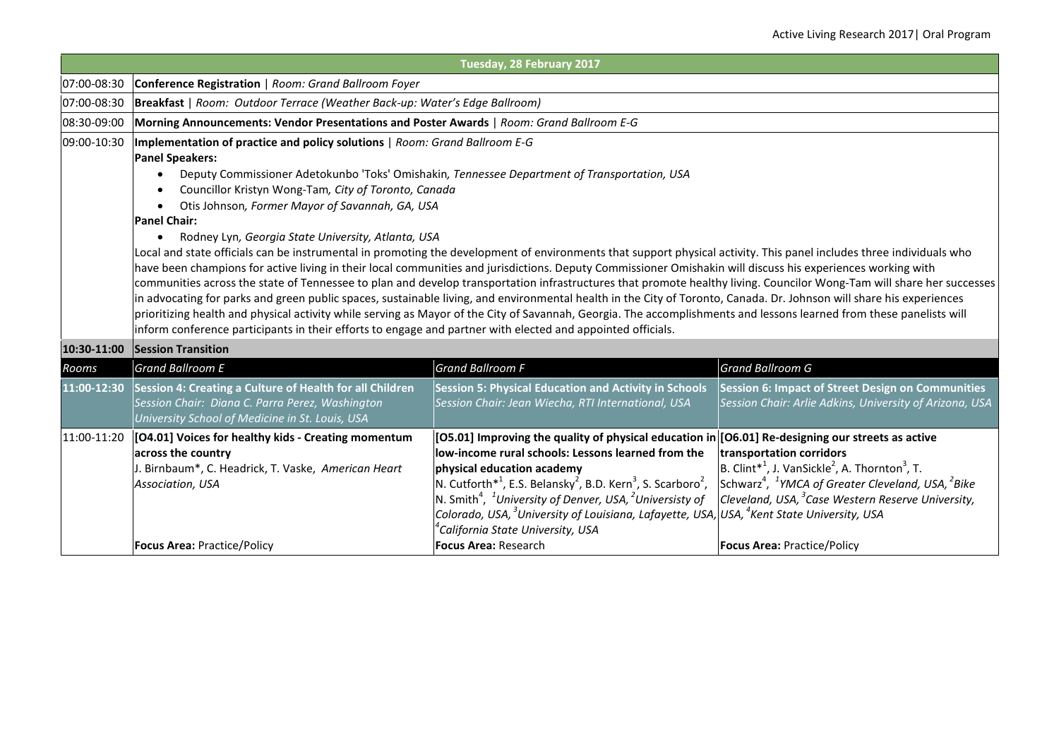| | Tuesday, 28 February 2017 | | |
|---|---|---|---|
| 07:00-08:30 | **Conference Registration** \| *Room: Grand Ballroom Foyer* | | |
| 07:00-08:30 | **Breakfast** \| *Room: Outdoor Terrace (Weather Back-up: Water's Edge Ballroom)* | | |
| 08:30-09:00 | **Morning Announcements: Vendor Presentations and Poster Awards** \| *Room: Grand Ballroom E-G* | | |
| 09:00-10:30 | **Implementation of practice and policy solutions** \| *Room: Grand Ballroom E-G*<br>**Panel Speakers:**<br>• Deputy Commissioner Adetokunbo 'Toks' Omishakin, *Tennessee Department of Transportation, USA*<br>• Councillor Kristyn Wong-Tam, *City of Toronto, Canada*<br>• Otis Johnson, *Former Mayor of Savannah, GA, USA*<br>**Panel Chair:**<br>• Rodney Lyn, *Georgia State University, Atlanta, USA*<br>Local and state officials can be instrumental in promoting the development of environments that support physical activity. This panel includes three individuals who have been champions for active living in their local communities and jurisdictions. Deputy Commissioner Omishakin will discuss his experiences working with communities across the state of Tennessee to plan and develop transportation infrastructures that promote healthy living. Councilor Wong-Tam will share her successes in advocating for parks and green public spaces, sustainable living, and environmental health in the City of Toronto, Canada. Dr. Johnson will share his experiences prioritizing health and physical activity while serving as Mayor of the City of Savannah, Georgia. The accomplishments and lessons learned from these panelists will inform conference participants in their efforts to engage and partner with elected and appointed officials. | | |
| **10:30-11:00** | **Session Transition** | | |
| *Rooms* | *Grand Ballroom E* | *Grand Ballroom F* | *Grand Ballroom G* |
| **11:00-12:30** | **Session 4: Creating a Culture of Health for all Children**<br>*Session Chair: Diana C. Parra Perez, Washington University School of Medicine in St. Louis, USA* | **Session 5: Physical Education and Activity in Schools**<br>*Session Chair: Jean Wiecha, RTI International, USA* | **Session 6: Impact of Street Design on Communities**<br>*Session Chair: Arlie Adkins, University of Arizona, USA* |
| 11:00-11:20 | **[O4.01] Voices for healthy kids - Creating momentum across the country**<br>J. Birnbaum*, C. Headrick, T. Vaske, *American Heart Association, USA*<br><br>**Focus Area:** Practice/Policy | **[O5.01] Improving the quality of physical education in low-income rural schools: Lessons learned from the physical education academy**<br>N. Cutforth*[1], E.S. Belansky[2], B.D. Kern[3], S. Scarboro[2], N. Smith[4], *[1]University of Denver, USA, [2]University of Colorado, USA, [3]University of Louisiana, Lafayette, USA, [4]California State University, USA*<br>**Focus Area:** Research | **[O6.01] Re-designing our streets as active transportation corridors**<br>B. Clint*[1], J. VanSickle[2], A. Thornton[3], T. Schwarz[4], *[1]YMCA of Greater Cleveland, USA, [2]Bike Cleveland, USA, [3]Case Western Reserve University, USA, [4]Kent State University, USA*<br><br>**Focus Area:** Practice/Policy |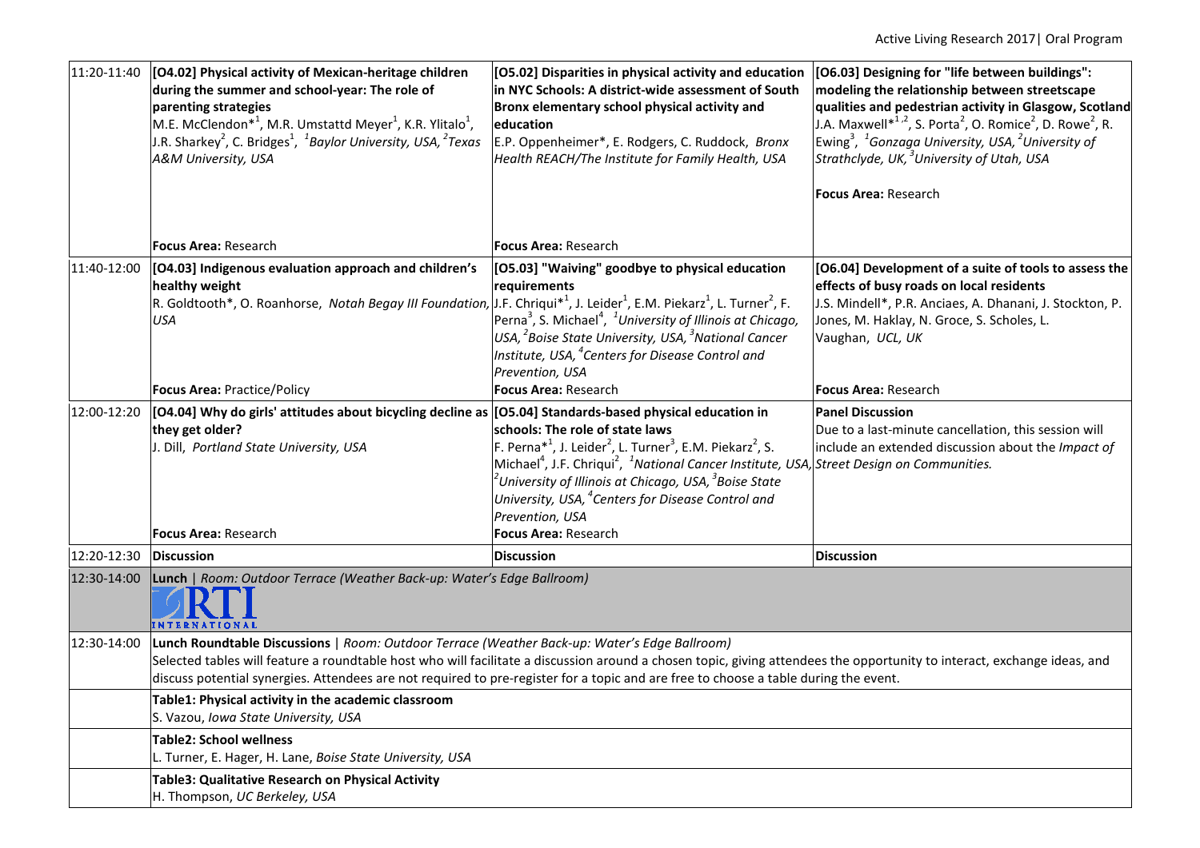| | | | |
|---|---|---|---|
| 11:20-11:40 | **[O4.02] Physical activity of Mexican-heritage children during the summer and school-year: The role of parenting strategies**<br>M.E. McClendon*[1], M.R. Umstattd Meyer[1], K.R. Ylitalo[1], J.R. Sharkey[2], C. Bridges[1], *[1]Baylor University, USA, [2]Texas A&M University, USA*<br><br>**Focus Area:** Research | **[O5.02] Disparities in physical activity and education in NYC Schools: A district-wide assessment of South Bronx elementary school physical activity and education**<br>E.P. Oppenheimer*, E. Rodgers, C. Ruddock, *Bronx Health REACH/The Institute for Family Health, USA*<br><br>**Focus Area:** Research | **[O6.03] Designing for "life between buildings": modeling the relationship between streetscape qualities and pedestrian activity in Glasgow, Scotland**<br>J.A. Maxwell*[1,2], S. Porta[2], O. Romice[2], D. Rowe[2], R. Ewing[3], *[1]Gonzaga University, USA, [2]University of Strathclyde, UK, [3]University of Utah, USA*<br><br>**Focus Area:** Research |
| 11:40-12:00 | **[O4.03] Indigenous evaluation approach and children's healthy weight**<br>R. Goldtooth*, O. Roanhorse, *Notah Begay III Foundation, USA*<br><br>**Focus Area:** Practice/Policy | **[O5.03] "Waiving" goodbye to physical education requirements**<br>J.F. Chriqui*[1], J. Leider[1], E.M. Piekarz[1], L. Turner[2], F. Perna[3], S. Michael[4], *[1]University of Illinois at Chicago, USA, [2]Boise State University, USA, [3]National Cancer Institute, USA, [4]Centers for Disease Control and Prevention, USA*<br><br>**Focus Area:** Research | **[O6.04] Development of a suite of tools to assess the effects of busy roads on local residents**<br>J.S. Mindell*, P.R. Anciaes, A. Dhanani, J. Stockton, P. Jones, M. Haklay, N. Groce, S. Scholes, L. Vaughan, *UCL, UK*<br><br>**Focus Area:** Research |
| 12:00-12:20 | **[O4.04] Why do girls' attitudes about bicycling decline as they get older?**<br>J. Dill, *Portland State University, USA*<br><br>**Focus Area:** Research | **[O5.04] Standards-based physical education in schools: The role of state laws**<br>F. Perna*[1], J. Leider[2], L. Turner[3], E.M. Piekarz[2], S. Michael[4], J.F. Chriqui[2], *[1]National Cancer Institute, USA, [2]University of Illinois at Chicago, USA, [3]Boise State University, USA, [4]Centers for Disease Control and Prevention, USA*<br><br>**Focus Area:** Research | **Panel Discussion**<br>Due to a last-minute cancellation, this session will include an extended discussion about the *Impact of Street Design on Communities.* |
| 12:20-12:30 | **Discussion** | **Discussion** | **Discussion** |
| 12:30-14:00 | **Lunch** \| *Room: Outdoor Terrace (Weather Back-up: Water's Edge Ballroom)*<br>RTI INTERNATIONAL | | |
| 12:30-14:00 | **Lunch Roundtable Discussions** \| *Room: Outdoor Terrace (Weather Back-up: Water's Edge Ballroom)*<br>Selected tables will feature a roundtable host who will facilitate a discussion around a chosen topic, giving attendees the opportunity to interact, exchange ideas, and discuss potential synergies. Attendees are not required to pre-register for a topic and are free to choose a table during the event. | | |
| | **Table1: Physical activity in the academic classroom**<br>S. Vazou, *Iowa State University, USA* | | |
| | **Table2: School wellness**<br>L. Turner, E. Hager, H. Lane, *Boise State University, USA* | | |
| | **Table3: Qualitative Research on Physical Activity**<br>H. Thompson, *UC Berkeley, USA* | | |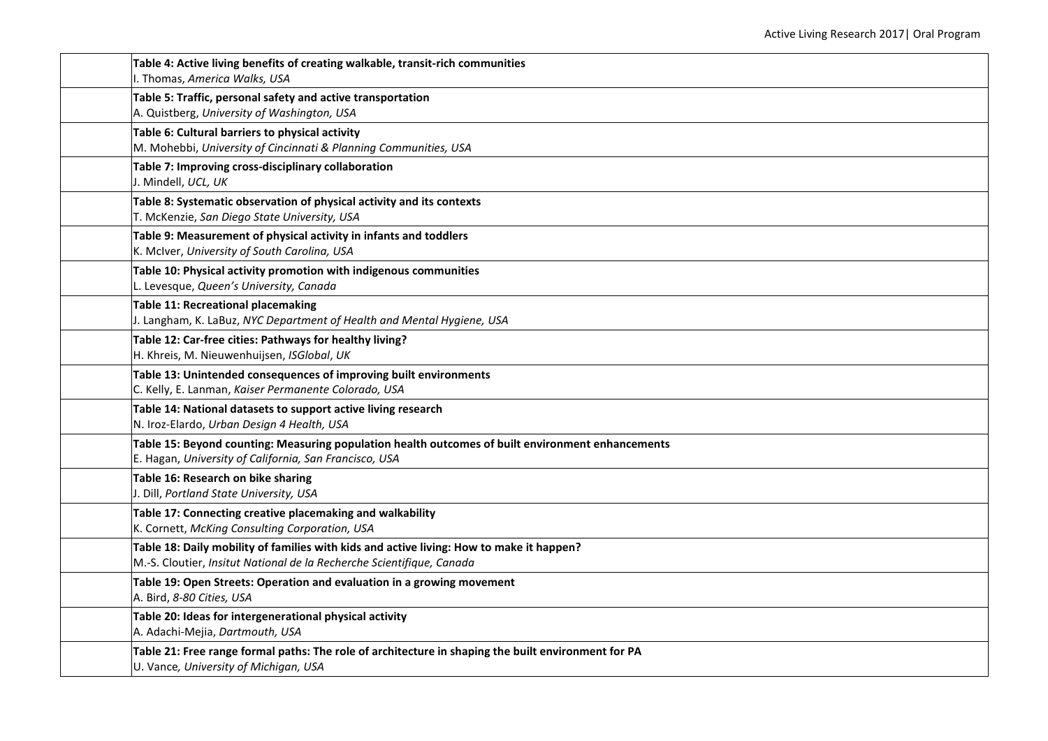| | |
|---|---|
| | **Table 4: Active living benefits of creating walkable, transit-rich communities**<br>I. Thomas, *America Walks, USA* |
| | **Table 5: Traffic, personal safety and active transportation**<br>A. Quistberg, *University of Washington, USA* |
| | **Table 6: Cultural barriers to physical activity**<br>M. Mohebbi, *University of Cincinnati & Planning Communities, USA* |
| | **Table 7: Improving cross-disciplinary collaboration**<br>J. Mindell, *UCL, UK* |
| | **Table 8: Systematic observation of physical activity and its contexts**<br>T. McKenzie, *San Diego State University, USA* |
| | **Table 9: Measurement of physical activity in infants and toddlers**<br>K. McIver, *University of South Carolina, USA* |
| | **Table 10: Physical activity promotion with indigenous communities**<br>L. Levesque, *Queen's University, Canada* |
| | **Table 11: Recreational placemaking**<br>J. Langham, K. LaBuz, *NYC Department of Health and Mental Hygiene, USA* |
| | **Table 12: Car-free cities: Pathways for healthy living?**<br>H. Khreis, M. Nieuwenhuijsen, *ISGlobal*, *UK* |
| | **Table 13: Unintended consequences of improving built environments**<br>C. Kelly, E. Lanman, *Kaiser Permanente Colorado, USA* |
| | **Table 14: National datasets to support active living research**<br>N. Iroz-Elardo, *Urban Design 4 Health, USA* |
| | **Table 15: Beyond counting: Measuring population health outcomes of built environment enhancements**<br>E. Hagan, *University of California, San Francisco, USA* |
| | **Table 16: Research on bike sharing**<br>J. Dill, *Portland State University, USA* |
| | **Table 17: Connecting creative placemaking and walkability**<br>K. Cornett, *McKing Consulting Corporation, USA* |
| | **Table 18: Daily mobility of families with kids and active living: How to make it happen?**<br>M.-S. Cloutier, *Insitut National de la Recherche Scientifique, Canada* |
| | **Table 19: Open Streets: Operation and evaluation in a growing movement**<br>A. Bird, *8-80 Cities, USA* |
| | **Table 20: Ideas for intergenerational physical activity**<br>A. Adachi-Mejia, *Dartmouth, USA* |
| | **Table 21: Free range formal paths: The role of architecture in shaping the built environment for PA**<br>U. Vance*, University of Michigan, USA* |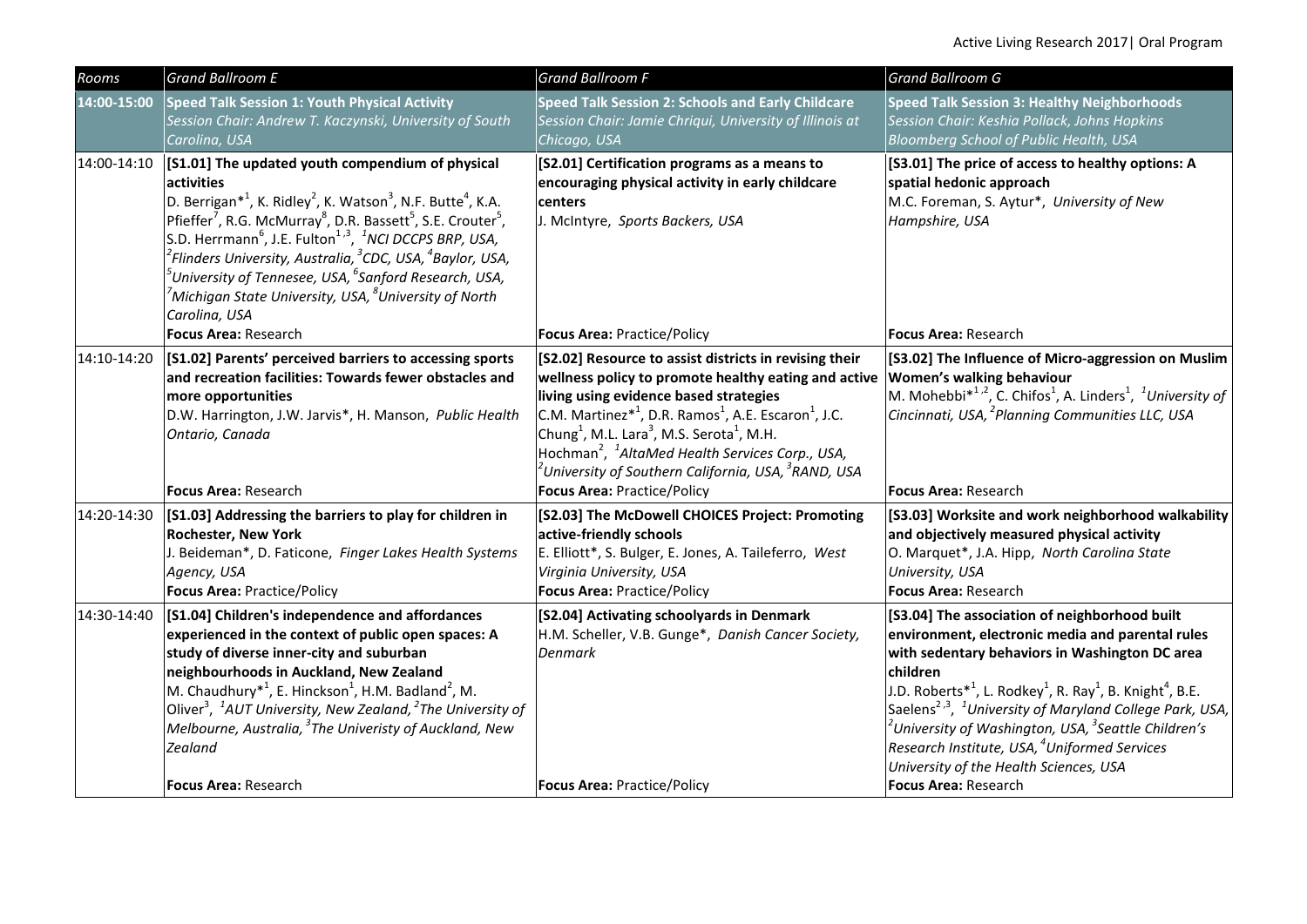| Rooms | Grand Ballroom E | Grand Ballroom F | Grand Ballroom G |
|---|---|---|---|
| **14:00-15:00** | **Speed Talk Session 1: Youth Physical Activity** *Session Chair: Andrew T. Kaczynski, University of South Carolina, USA* | **Speed Talk Session 2: Schools and Early Childcare** *Session Chair: Jamie Chriqui, University of Illinois at Chicago, USA* | **Speed Talk Session 3: Healthy Neighborhoods** *Session Chair: Keshia Pollack, Johns Hopkins Bloomberg School of Public Health, USA* |
| 14:00-14:10 | **[S1.01] The updated youth compendium of physical activities** D. Berrigan*[1], K. Ridley[2], K. Watson[3], N.F. Butte[4], K.A. Pfieffer[7], R.G. McMurray[8], D.R. Bassett[5], S.E. Crouter[5], S.D. Herrmann[6], J.E. Fulton[1,3], *[1]NCI DCCPS BRP, USA, [2]Flinders University, Australia, [3]CDC, USA, [4]Baylor, USA, [5]University of Tennesee, USA, [6]Sanford Research, USA, [7]Michigan State University, USA, [8]University of North Carolina, USA* **Focus Area:** Research | **[S2.01] Certification programs as a means to encouraging physical activity in early childcare centers** J. McIntyre, *Sports Backers, USA* **Focus Area:** Practice/Policy | **[S3.01] The price of access to healthy options: A spatial hedonic approach** M.C. Foreman, S. Aytur*, *University of New Hampshire, USA* **Focus Area:** Research |
| 14:10-14:20 | **[S1.02] Parents' perceived barriers to accessing sports and recreation facilities: Towards fewer obstacles and more opportunities** D.W. Harrington, J.W. Jarvis*, H. Manson, *Public Health Ontario, Canada* **Focus Area:** Research | **[S2.02] Resource to assist districts in revising their wellness policy to promote healthy eating and active living using evidence based strategies** C.M. Martinez*[1], D.R. Ramos[1], A.E. Escaron[1], J.C. Chung[1], M.L. Lara[3], M.S. Serota[1], M.H. Hochman[2], *[1]AltaMed Health Services Corp., USA, [2]University of Southern California, USA, [3]RAND, USA* **Focus Area:** Practice/Policy | **[S3.02] The Influence of Micro-aggression on Muslim Women's walking behaviour** M. Mohebbi*[1,2], C. Chifos[1], A. Linders[1], *[1]University of Cincinnati, USA, [2]Planning Communities LLC, USA* **Focus Area:** Research |
| 14:20-14:30 | **[S1.03] Addressing the barriers to play for children in Rochester, New York** J. Beideman*, D. Faticone, *Finger Lakes Health Systems Agency, USA* **Focus Area:** Practice/Policy | **[S2.03] The McDowell CHOICES Project: Promoting active-friendly schools** E. Elliott*, S. Bulger, E. Jones, A. Taileferro, *West Virginia University, USA* **Focus Area:** Practice/Policy | **[S3.03] Worksite and work neighborhood walkability and objectively measured physical activity** O. Marquet*, J.A. Hipp, *North Carolina State University, USA* **Focus Area:** Research |
| 14:30-14:40 | **[S1.04] Children's independence and affordances experienced in the context of public open spaces: A study of diverse inner-city and suburban neighbourhoods in Auckland, New Zealand** M. Chaudhury*[1], E. Hinckson[1], H.M. Badland[2], M. Oliver[3], *[1]AUT University, New Zealand, [2]The University of Melbourne, Australia, [3]The Univeristy of Auckland, New Zealand* **Focus Area:** Research | **[S2.04] Activating schoolyards in Denmark** H.M. Scheller, V.B. Gunge*, *Danish Cancer Society, Denmark* **Focus Area:** Practice/Policy | **[S3.04] The association of neighborhood built environment, electronic media and parental rules with sedentary behaviors in Washington DC area children** J.D. Roberts*[1], L. Rodkey[1], R. Ray[1], B. Knight[4], B.E. Saelens[2,3], *[1]University of Maryland College Park, USA, [2]University of Washington, USA, [3]Seattle Children's Research Institute, USA, [4]Uniformed Services University of the Health Sciences, USA* **Focus Area:** Research |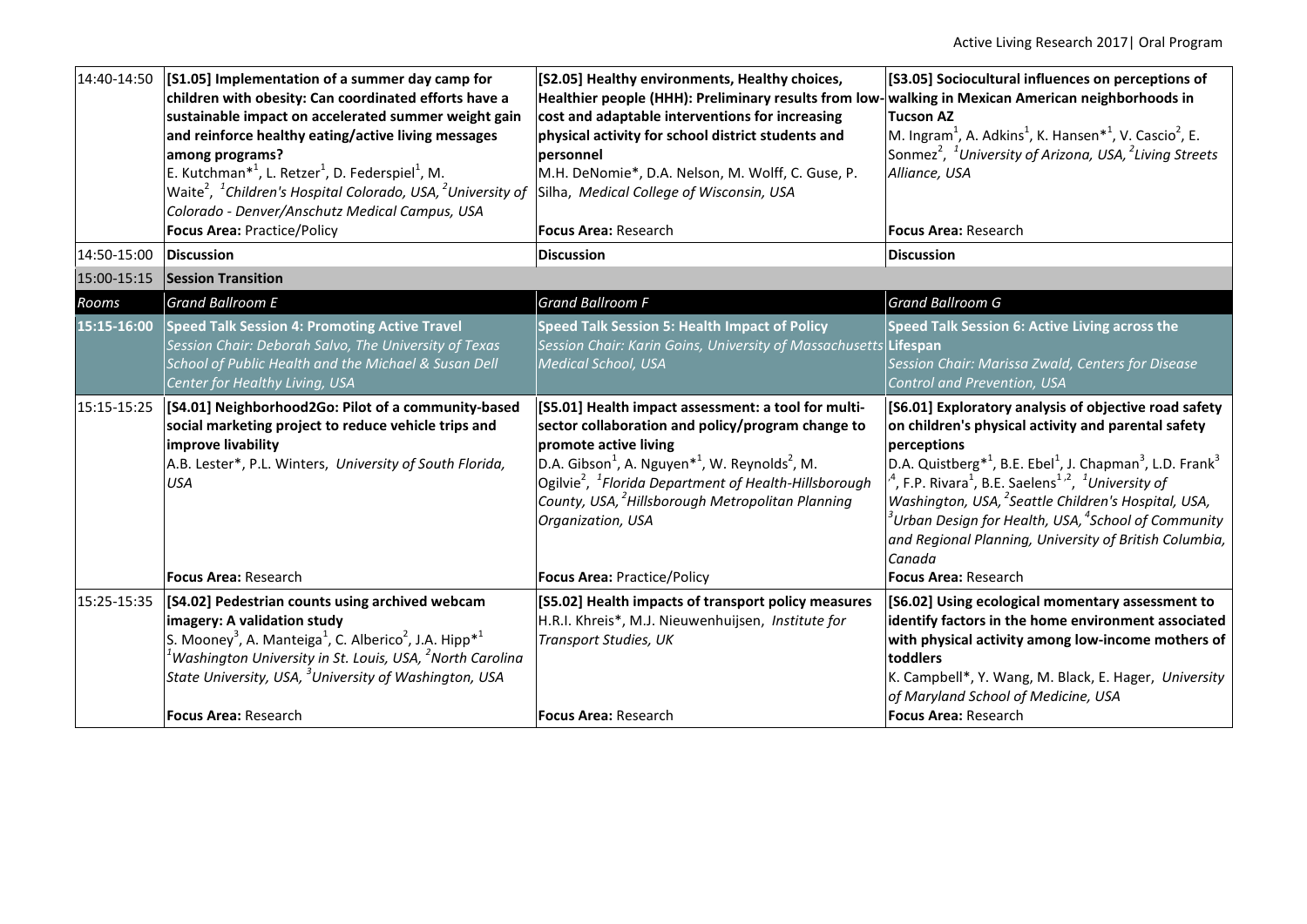| | | | |
|---|---|---|---|
| 14:40-14:50 | **[S1.05] Implementation of a summer day camp for children with obesity: Can coordinated efforts have a sustainable impact on accelerated summer weight gain and reinforce healthy eating/active living messages among programs?**<br>E. Kutchman*[1], L. Retzer[1], D. Federspiel[1], M. Waite[2], *[1]Children's Hospital Colorado, USA, [2]University of Colorado - Denver/Anschutz Medical Campus, USA*<br>**Focus Area:** Practice/Policy | **[S2.05] Healthy environments, Healthy choices, Healthier people (HHH): Preliminary results from low-cost and adaptable interventions for increasing physical activity for school district students and personnel**<br>M.H. DeNomie*, D.A. Nelson, M. Wolff, C. Guse, P. Silha, *Medical College of Wisconsin, USA*<br>**Focus Area:** Research | **[S3.05] Sociocultural influences on perceptions of walking in Mexican American neighborhoods in Tucson AZ**<br>M. Ingram[1], A. Adkins[1], K. Hansen*[1], V. Cascio[2], E. Sonmez[2], *[1]University of Arizona, USA, [2]Living Streets Alliance, USA*<br>**Focus Area:** Research |
| 14:50-15:00 | **Discussion** | **Discussion** | **Discussion** |
| 15:00-15:15 | **Session Transition** | | |
| *Rooms* | *Grand Ballroom E* | *Grand Ballroom F* | *Grand Ballroom G* |
| **15:15-16:00** | **Speed Talk Session 4: Promoting Active Travel**<br>*Session Chair: Deborah Salvo, The University of Texas School of Public Health and the Michael & Susan Dell Center for Healthy Living, USA* | **Speed Talk Session 5: Health Impact of Policy**<br>*Session Chair: Karin Goins, University of Massachusetts Medical School, USA* | **Speed Talk Session 6: Active Living across the Lifespan**<br>*Session Chair: Marissa Zwald, Centers for Disease Control and Prevention, USA* |
| 15:15-15:25 | **[S4.01] Neighborhood2Go: Pilot of a community-based social marketing project to reduce vehicle trips and improve livability**<br>A.B. Lester*, P.L. Winters, *University of South Florida, USA*<br>**Focus Area:** Research | **[S5.01] Health impact assessment: a tool for multi-sector collaboration and policy/program change to promote active living**<br>D.A. Gibson[1], A. Nguyen*[1], W. Reynolds[2], M. Ogilvie[2], *[1]Florida Department of Health-Hillsborough County, USA, [2]Hillsborough Metropolitan Planning Organization, USA*<br>**Focus Area:** Practice/Policy | **[S6.01] Exploratory analysis of objective road safety on children's physical activity and parental safety perceptions**<br>D.A. Quistberg*[1], B.E. Ebel[1], J. Chapman[3], L.D. Frank[3,4], F.P. Rivara[1], B.E. Saelens[1,2], *[1]University of Washington, USA, [2]Seattle Children's Hospital, USA, [3]Urban Design for Health, USA, [4]School of Community and Regional Planning, University of British Columbia, Canada*<br>**Focus Area:** Research |
| 15:25-15:35 | **[S4.02] Pedestrian counts using archived webcam imagery: A validation study**<br>S. Mooney[3], A. Manteiga[1], C. Alberico[2], J.A. Hipp*[1] *[1]Washington University in St. Louis, USA, [2]North Carolina State University, USA, [3]University of Washington, USA*<br>**Focus Area:** Research | **[S5.02] Health impacts of transport policy measures**<br>H.R.I. Khreis*, M.J. Nieuwenhuijsen, *Institute for Transport Studies, UK*<br>**Focus Area:** Research | **[S6.02] Using ecological momentary assessment to identify factors in the home environment associated with physical activity among low-income mothers of toddlers**<br>K. Campbell*, Y. Wang, M. Black, E. Hager, *University of Maryland School of Medicine, USA*<br>**Focus Area:** Research |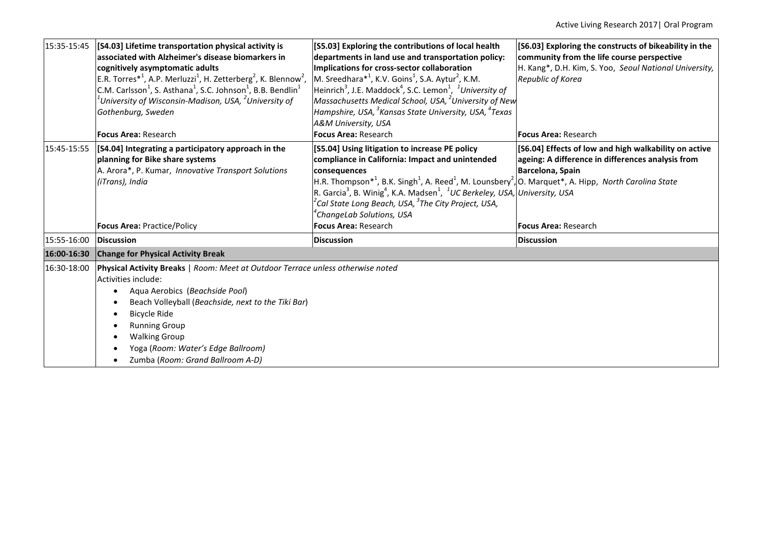| | | | |
|---|---|---|---|
| 15:35-15:45 | **[S4.03] Lifetime transportation physical activity is associated with Alzheimer's disease biomarkers in cognitively asymptomatic adults**<br>E.R. Torres*[1], A.P. Merluzzi[1], H. Zetterberg[2], K. Blennow[2], C.M. Carlsson[1], S. Asthana[1], S.C. Johnson[1], B.B. Bendlin[1]<br>*[1]University of Wisconsin-Madison, USA, [2]University of Gothenburg, Sweden*<br>**Focus Area:** Research | **[S5.03] Exploring the contributions of local health departments in land use and transportation policy: Implications for cross-sector collaboration**<br>M. Sreedhara*[1], K.V. Goins[1], S.A. Aytur[2], K.M. Heinrich[3], J.E. Maddock[4], S.C. Lemon[1], *[1]University of Massachusetts Medical School, USA, [2]University of New Hampshire, USA, [3]Kansas State University, USA, [4]Texas A&M University, USA*<br>**Focus Area:** Research | **[S6.03] Exploring the constructs of bikeability in the community from the life course perspective**<br>H. Kang*, D.H. Kim, S. Yoo, *Seoul National University, Republic of Korea*<br>**Focus Area:** Research |
| 15:45-15:55 | **[S4.04] Integrating a participatory approach in the planning for Bike share systems**<br>A. Arora*, P. Kumar, *Innovative Transport Solutions (iTrans), India*<br>**Focus Area:** Practice/Policy | **[S5.04] Using litigation to increase PE policy compliance in California: Impact and unintended consequences**<br>H.R. Thompson*[1], B.K. Singh[1], A. Reed[1], M. Lounsbery[2], R. Garcia[3], B. Winig[4], K.A. Madsen[1], *[1]UC Berkeley, USA, [2]Cal State Long Beach, USA, [3]The City Project, USA, [4]ChangeLab Solutions, USA*<br>**Focus Area:** Research | **[S6.04] Effects of low and high walkability on active ageing: A difference in differences analysis from Barcelona, Spain**<br>O. Marquet*, A. Hipp, *North Carolina State University, USA*<br>**Focus Area:** Research |
| 15:55-16:00 | **Discussion** | **Discussion** | **Discussion** |
| **16:00-16:30** | **Change for Physical Activity Break** | | |
| 16:30-18:00 | **Physical Activity Breaks** \| *Room: Meet at Outdoor Terrace unless otherwise noted*<br>Activities include:<br>• Aqua Aerobics (*Beachside Pool*)<br>• Beach Volleyball (*Beachside, next to the Tiki Bar*)<br>• Bicycle Ride<br>• Running Group<br>• Walking Group<br>• Yoga (*Room: Water's Edge Ballroom)*<br>• Zumba (*Room: Grand Ballroom A-D)* | | |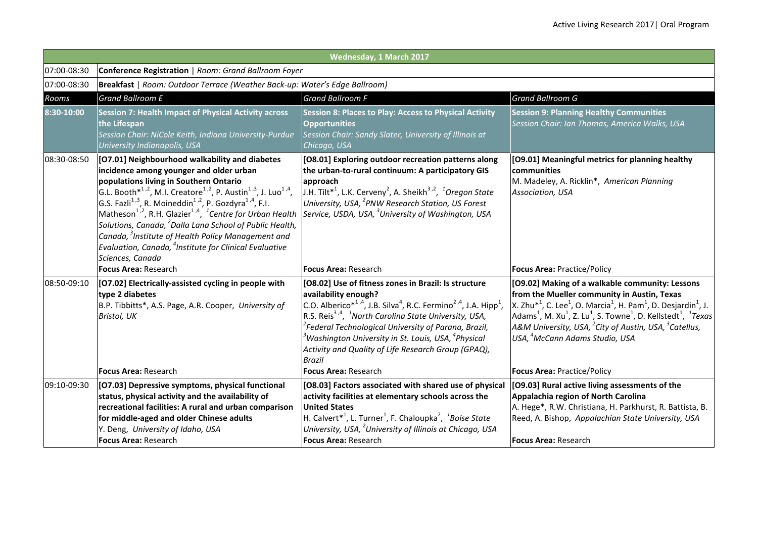| Wednesday, 1 March 2017 | | | |
|---|---|---|---|
| 07:00-08:30 | **Conference Registration** \| *Room: Grand Ballroom Foyer* | | |
| 07:00-08:30 | **Breakfast** \| *Room: Outdoor Terrace (Weather Back-up: Water's Edge Ballroom)* | | |
| *Rooms* | *Grand Ballroom E* | *Grand Ballroom F* | *Grand Ballroom G* |
| **8:30-10:00** | **Session 7: Health Impact of Physical Activity across the Lifespan**<br>*Session Chair: NiCole Keith, Indiana University-Purdue University Indianapolis, USA* | **Session 8: Places to Play: Access to Physical Activity Opportunities**<br>*Session Chair: Sandy Slater, University of Illinois at Chicago, USA* | **Session 9: Planning Healthy Communities**<br>*Session Chair: Ian Thomas, America Walks, USA* |
| 08:30-08:50 | **[O7.01] Neighbourhood walkability and diabetes incidence among younger and older urban populations living in Southern Ontario**<br>G.L. Booth*[1,2], M.I. Creatore[1,2], P. Austin[1,3], J. Luo[1,4], G.S. Fazli[1,3], R. Moineddin[1,2], P. Gozdyra[1,4], F.I. Matheson[1,2], R.H. Glazier[1,4], *[1]Centre for Urban Health Solutions, Canada, [2]Dalla Lana School of Public Health, Canada, [3]Institute of Health Policy Management and Evaluation, Canada, [4]Institute for Clinical Evaluative Sciences, Canada*<br>**Focus Area:** Research | **[O8.01] Exploring outdoor recreation patterns along the urban-to-rural continuum: A participatory GIS approach**<br>J.H. Tilt*[1], L.K. Cerveny[2], A. Sheikh[3,2], *[1]Oregon State University, USA, [2]PNW Research Station, US Forest Service, USDA, USA, [3]University of Washington, USA*<br>**Focus Area:** Research | **[O9.01] Meaningful metrics for planning healthy communities**<br>M. Madeley, A. Ricklin*, *American Planning Association, USA*<br>**Focus Area:** Practice/Policy |
| 08:50-09:10 | **[O7.02] Electrically-assisted cycling in people with type 2 diabetes**<br>B.P. Tibbitts*, A.S. Page, A.R. Cooper, *University of Bristol, UK*<br>**Focus Area:** Research | **[O8.02] Use of fitness zones in Brazil: Is structure availability enough?**<br>C.O. Alberico*[1,4], J.B. Silva[4], R.C. Fermino[2,4], J.A. Hipp[1], R.S. Reis[3,4], *[1]North Carolina State University, USA, [2]Federal Technological University of Parana, Brazil, [3]Washington University in St. Louis, USA, [4]Physical Activity and Quality of Life Research Group (GPAQ), Brazil*<br>**Focus Area:** Research | **[O9.02] Making of a walkable community: Lessons from the Mueller community in Austin, Texas**<br>X. Zhu*[1], C. Lee[1], O. Marcia[1], H. Pam[1], D. Desjardin[1], J. Adams[1], M. Xu[1], Z. Lu[1], S. Towne[1], D. Kellstedt[1], *[1]Texas A&M University, USA, [2]City of Austin, USA, [3]Catellus, USA, [4]McCann Adams Studio, USA*<br>**Focus Area:** Practice/Policy |
| 09:10-09:30 | **[O7.03] Depressive symptoms, physical functional status, physical activity and the availability of recreational facilities: A rural and urban comparison for middle-aged and older Chinese adults**<br>Y. Deng, *University of Idaho, USA*<br>**Focus Area:** Research | **[O8.03] Factors associated with shared use of physical activity facilities at elementary schools across the United States**<br>H. Calvert*[1], L. Turner[1], F. Chaloupka[2], *[1]Boise State University, USA, [2]University of Illinois at Chicago, USA*<br>**Focus Area:** Research | **[O9.03] Rural active living assessments of the Appalachia region of North Carolina**<br>A. Hege*, R.W. Christiana, H. Parkhurst, R. Battista, B. Reed, A. Bishop, *Appalachian State University, USA*<br>**Focus Area:** Research |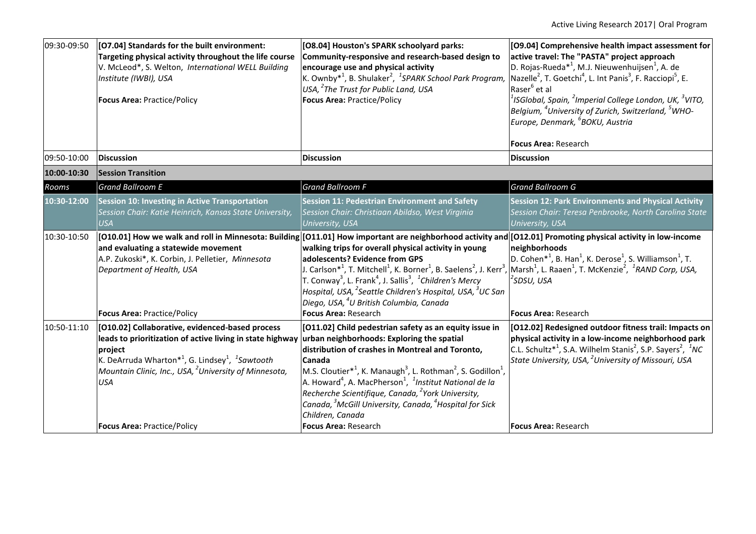| | | | |
|---|---|---|---|
| 09:30-09:50 | **[O7.04] Standards for the built environment: Targeting physical activity throughout the life course**<br>V. McLeod*, S. Welton, *International WELL Building Institute (IWBI), USA*<br><br>**Focus Area:** Practice/Policy | **[O8.04] Houston's SPARK schoolyard parks: Community-responsive and research-based design to encourage use and physical activity**<br>K. Ownby*[1], B. Shulaker[2], *[1]SPARK School Park Program, USA, [2]The Trust for Public Land, USA*<br>**Focus Area:** Practice/Policy | **[O9.04] Comprehensive health impact assessment for active travel: The "PASTA" project approach**<br>D. Rojas-Rueda*[1], M.J. Nieuwenhuijsen[1], A. de Nazelle[2], T. Goetchi[4], L. Int Panis[3], F. Racciopi[5], E. Raser[6] et al<br>*[1]ISGlobal, Spain, [2]Imperial College London, UK, [3]VITO, Belgium, [4]University of Zurich, Switzerland, [5]WHO-Europe, Denmark, [6]BOKU, Austria*<br><br>**Focus Area:** Research |
| 09:50-10:00 | **Discussion** | **Discussion** | **Discussion** |
| **10:00-10:30** | **Session Transition** | | |
| *Rooms* | *Grand Ballroom E* | *Grand Ballroom F* | *Grand Ballroom G* |
| **10:30-12:00** | **Session 10: Investing in Active Transportation**<br>*Session Chair: Katie Heinrich, Kansas State University, USA* | **Session 11: Pedestrian Environment and Safety**<br>*Session Chair: Christiaan Abildso, West Virginia University, USA* | **Session 12: Park Environments and Physical Activity**<br>*Session Chair: Teresa Penbrooke, North Carolina State University, USA* |
| 10:30-10:50 | **[O10.01] How we walk and roll in Minnesota: Building and evaluating a statewide movement**<br>A.P. Zukoski*, K. Corbin, J. Pelletier, *Minnesota Department of Health, USA*<br><br>**Focus Area:** Practice/Policy | **[O11.01] How important are neighborhood activity and walking trips for overall physical activity in young adolescents? Evidence from GPS**<br>J. Carlson*[1], T. Mitchell[1], K. Borner[1], B. Saelens[2], J. Kerr[3], T. Conway[3], L. Frank[4], J. Sallis[3], *[1]Children's Mercy Hospital, USA, [2]Seattle Children's Hospital, USA, [3]UC San Diego, USA, [4]U British Columbia, Canada*<br>**Focus Area:** Research | **[O12.01] Promoting physical activity in low-income neighborhoods**<br>D. Cohen*[1], B. Han[1], K. Derose[1], S. Williamson[1], T. Marsh[1], L. Raaen[1], T. McKenzie[2], *[1]RAND Corp, USA, [2]SDSU, USA*<br><br>**Focus Area:** Research |
| 10:50-11:10 | **[O10.02] Collaborative, evidenced-based process leads to prioritization of active living in state highway project**<br>K. DeArruda Wharton*[1], G. Lindsey[1], *[1]Sawtooth Mountain Clinic, Inc., USA, [2]University of Minnesota, USA*<br><br>**Focus Area:** Practice/Policy | **[O11.02] Child pedestrian safety as an equity issue in urban neighborhoods: Exploring the spatial distribution of crashes in Montreal and Toronto, Canada**<br>M.S. Cloutier*[1], K. Manaugh[3], L. Rothman[2], S. Godillon[1], A. Howard[4], A. MacPherson[1], *[1]Institut National de la Recherche Scientifique, Canada, [2]York University, Canada, [3]McGill University, Canada, [4]Hospital for Sick Children, Canada*<br>**Focus Area:** Research | **[O12.02] Redesigned outdoor fitness trail: Impacts on physical activity in a low-income neighborhood park**<br>C.L. Schultz*[1], S.A. Wilhelm Stanis[2], S.P. Sayers[2], *[1]NC State University, USA, [2]University of Missouri, USA*<br><br>**Focus Area:** Research |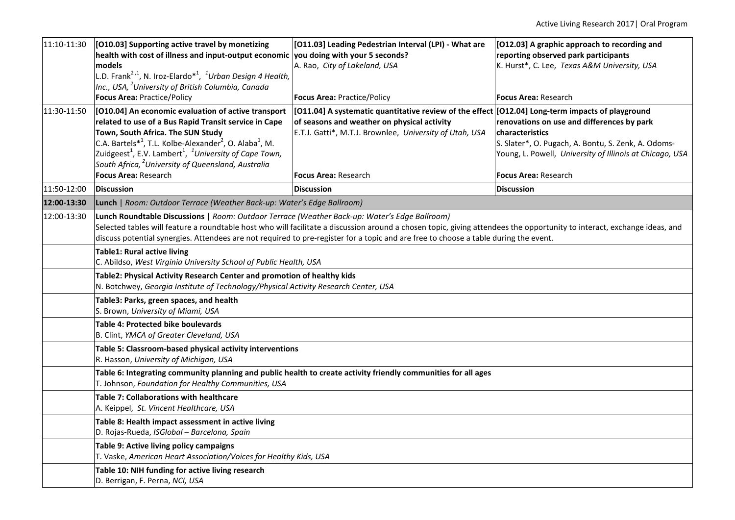| | | | |
|---|---|---|---|
| 11:10-11:30 | **[O10.03] Supporting active travel by monetizing health with cost of illness and input-output economic models**<br>L.D. Frank[2,1], N. Iroz-Elardo*[1], *[1]Urban Design 4 Health, Inc., USA, [2]University of British Columbia, Canada*<br>**Focus Area:** Practice/Policy | **[O11.03] Leading Pedestrian Interval (LPI) - What are you doing with your 5 seconds?**<br>A. Rao, *City of Lakeland, USA*<br>**Focus Area:** Practice/Policy | **[O12.03] A graphic approach to recording and reporting observed park participants**<br>K. Hurst*, C. Lee, *Texas A&M University, USA*<br>**Focus Area:** Research |
| 11:30-11:50 | **[O10.04] An economic evaluation of active transport related to use of a Bus Rapid Transit service in Cape Town, South Africa. The SUN Study**<br>C.A. Bartels*[1], T.L. Kolbe-Alexander[2], O. Alaba[1], M. Zuidgeest[1], E.V. Lambert[1], *[1]University of Cape Town, South Africa, [2]University of Queensland, Australia*<br>**Focus Area:** Research | **[O11.04] A systematic quantitative review of the effect of seasons and weather on physical activity**<br>E.T.J. Gatti*, M.T.J. Brownlee, *University of Utah, USA*<br>**Focus Area:** Research | **[O12.04] Long-term impacts of playground renovations on use and differences by park characteristics**<br>S. Slater*, O. Pugach, A. Bontu, S. Zenk, A. Odoms-Young, L. Powell, *University of Illinois at Chicago, USA*<br>**Focus Area:** Research |
| 11:50-12:00 | **Discussion** | **Discussion** | **Discussion** |
| **12:00-13:30** | **Lunch** \| *Room: Outdoor Terrace (Weather Back-up: Water's Edge Ballroom)* | | |
| 12:00-13:30 | **Lunch Roundtable Discussions** \| *Room: Outdoor Terrace (Weather Back-up: Water's Edge Ballroom)*<br>Selected tables will feature a roundtable host who will facilitate a discussion around a chosen topic, giving attendees the opportunity to interact, exchange ideas, and discuss potential synergies. Attendees are not required to pre-register for a topic and are free to choose a table during the event. | | |
| | **Table1: Rural active living**<br>C. Abildso, *West Virginia University School of Public Health, USA* | | |
| | **Table2: Physical Activity Research Center and promotion of healthy kids**<br>N. Botchwey, *Georgia Institute of Technology/Physical Activity Research Center, USA* | | |
| | **Table3: Parks, green spaces, and health**<br>S. Brown, *University of Miami, USA* | | |
| | **Table 4: Protected bike boulevards**<br>B. Clint, *YMCA of Greater Cleveland, USA* | | |
| | **Table 5: Classroom-based physical activity interventions**<br>R. Hasson, *University of Michigan, USA* | | |
| | **Table 6: Integrating community planning and public health to create activity friendly communities for all ages**<br>T. Johnson, *Foundation for Healthy Communities, USA* | | |
| | **Table 7: Collaborations with healthcare**<br>A. Keippel, *St. Vincent Healthcare, USA* | | |
| | **Table 8: Health impact assessment in active living**<br>D. Rojas-Rueda, *ISGlobal – Barcelona, Spain* | | |
| | **Table 9: Active living policy campaigns**<br>T. Vaske, *American Heart Association/Voices for Healthy Kids, USA* | | |
| | **Table 10: NIH funding for active living research**<br>D. Berrigan, F. Perna, *NCI, USA* | | |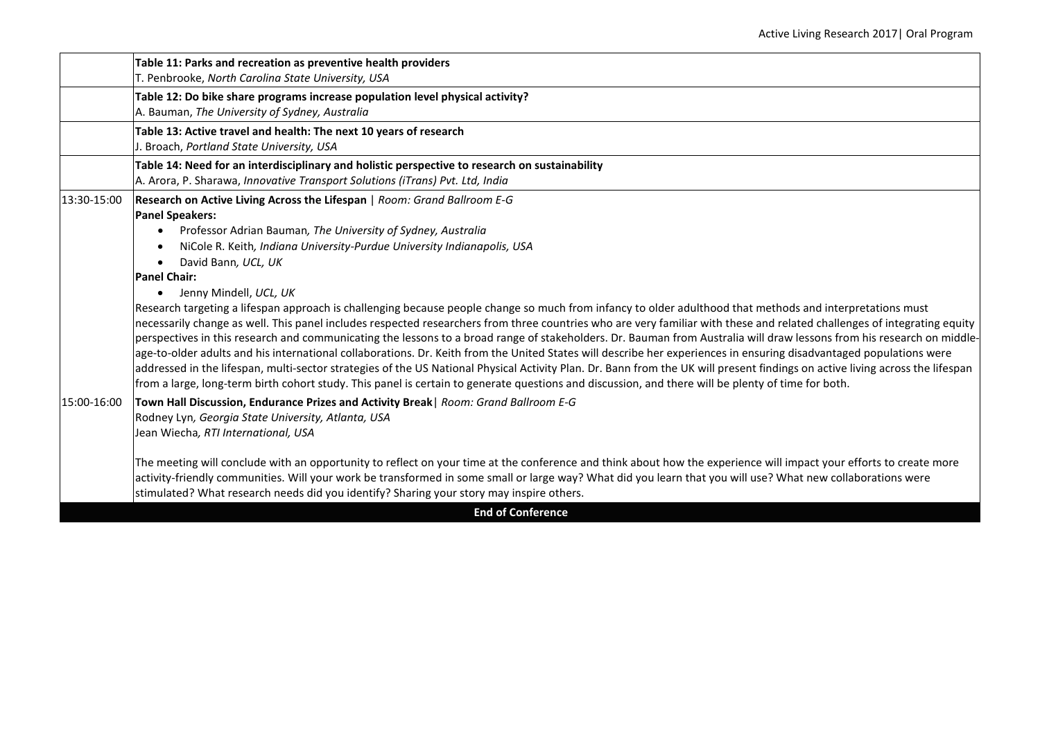| | |
|---|---|
| | **Table 11: Parks and recreation as preventive health providers**<br>T. Penbrooke, *North Carolina State University, USA* |
| | **Table 12: Do bike share programs increase population level physical activity?**<br>A. Bauman, *The University of Sydney, Australia* |
| | **Table 13: Active travel and health: The next 10 years of research**<br>J. Broach, *Portland State University, USA* |
| | **Table 14: Need for an interdisciplinary and holistic perspective to research on sustainability**<br>A. Arora, P. Sharawa, *Innovative Transport Solutions (iTrans) Pvt. Ltd, India* |
| 13:30-15:00 | **Research on Active Living Across the Lifespan** \| *Room: Grand Ballroom E-G*<br>**Panel Speakers:**<br>• Professor Adrian Bauman*, The University of Sydney, Australia*<br>• NiCole R. Keith*, Indiana University-Purdue University Indianapolis, USA*<br>• David Bann*, UCL, UK*<br>**Panel Chair:**<br>• Jenny Mindell, *UCL, UK*<br>Research targeting a lifespan approach is challenging because people change so much from infancy to older adulthood that methods and interpretations must necessarily change as well. This panel includes respected researchers from three countries who are very familiar with these and related challenges of integrating equity perspectives in this research and communicating the lessons to a broad range of stakeholders. Dr. Bauman from Australia will draw lessons from his research on middle-age-to-older adults and his international collaborations. Dr. Keith from the United States will describe her experiences in ensuring disadvantaged populations were addressed in the lifespan, multi-sector strategies of the US National Physical Activity Plan. Dr. Bann from the UK will present findings on active living across the lifespan from a large, long-term birth cohort study. This panel is certain to generate questions and discussion, and there will be plenty of time for both. |
| 15:00-16:00 | **Town Hall Discussion, Endurance Prizes and Activity Break**\| *Room: Grand Ballroom E-G*<br>Rodney Lyn*, Georgia State University, Atlanta, USA*<br>Jean Wiecha*, RTI International, USA*<br><br>The meeting will conclude with an opportunity to reflect on your time at the conference and think about how the experience will impact your efforts to create more activity-friendly communities. Will your work be transformed in some small or large way? What did you learn that you will use? What new collaborations were stimulated? What research needs did you identify? Sharing your story may inspire others. |
| | **End of Conference** |